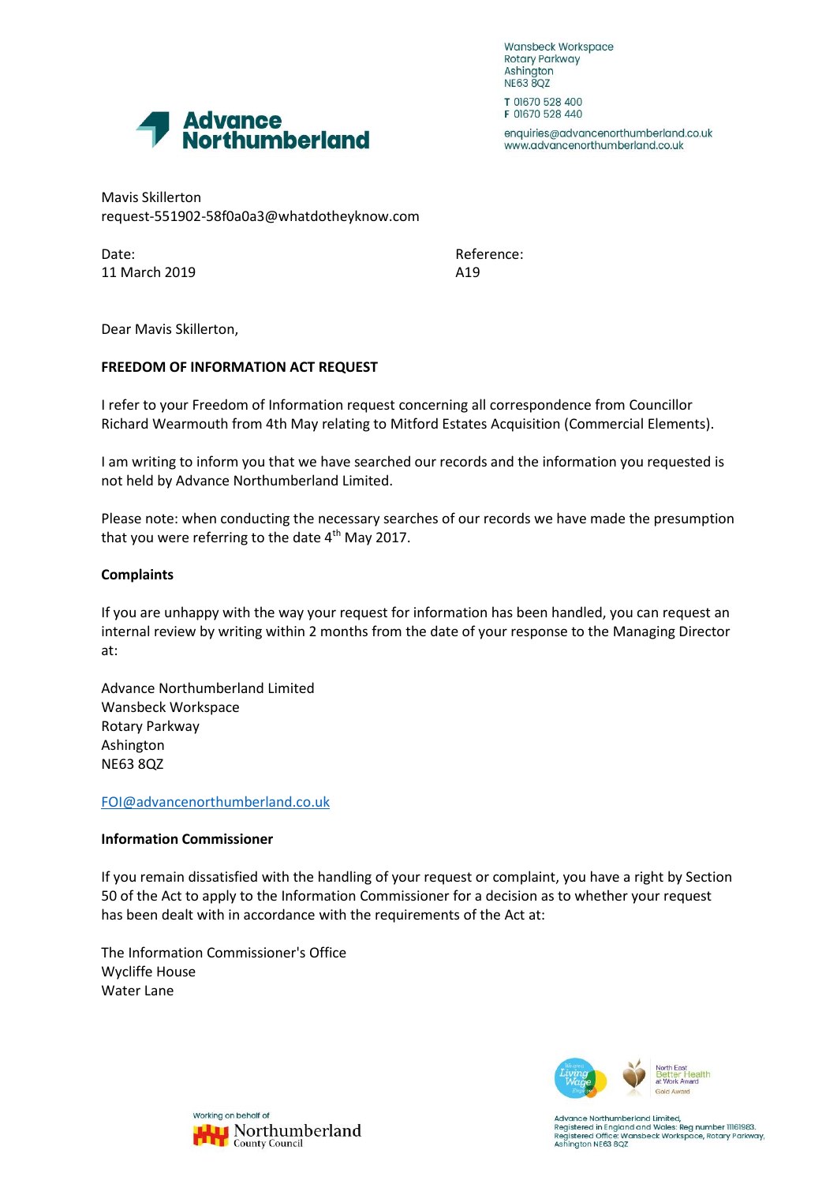Wansbeck Workspace
Rotary Parkway
Ashington
NE63 8QZ

T 01670 528 400
F 01670 528 440

enquiries@advancenorthumberland.co.uk
www.advancenorthumberland.co.uk

**Advance Northumberland**

Mavis Skillerton
request-551902-58f0a0a3@whatdotheyknow.com

Date:
11 March 2019

Reference:
A19

Dear Mavis Skillerton,

**FREEDOM OF INFORMATION ACT REQUEST**

I refer to your Freedom of Information request concerning all correspondence from Councillor Richard Wearmouth from 4th May relating to Mitford Estates Acquisition (Commercial Elements).

I am writing to inform you that we have searched our records and the information you requested is not held by Advance Northumberland Limited.

Please note: when conducting the necessary searches of our records we have made the presumption that you were referring to the date 4th May 2017.

**Complaints**

If you are unhappy with the way your request for information has been handled, you can request an internal review by writing within 2 months from the date of your response to the Managing Director at:

Advance Northumberland Limited
Wansbeck Workspace
Rotary Parkway
Ashington
NE63 8QZ

FOI@advancenorthumberland.co.uk

**Information Commissioner**

If you remain dissatisfied with the handling of your request or complaint, you have a right by Section 50 of the Act to apply to the Information Commissioner for a decision as to whether your request has been dealt with in accordance with the requirements of the Act at:

The Information Commissioner's Office
Wycliffe House
Water Lane

Working on behalf of Northumberland County Council

Advance Northumberland Limited,
Registered in England and Wales: Reg number 1161983.
Registered Office: Wansbeck Workspace, Rotary Parkway,
Ashington NE63 8QZ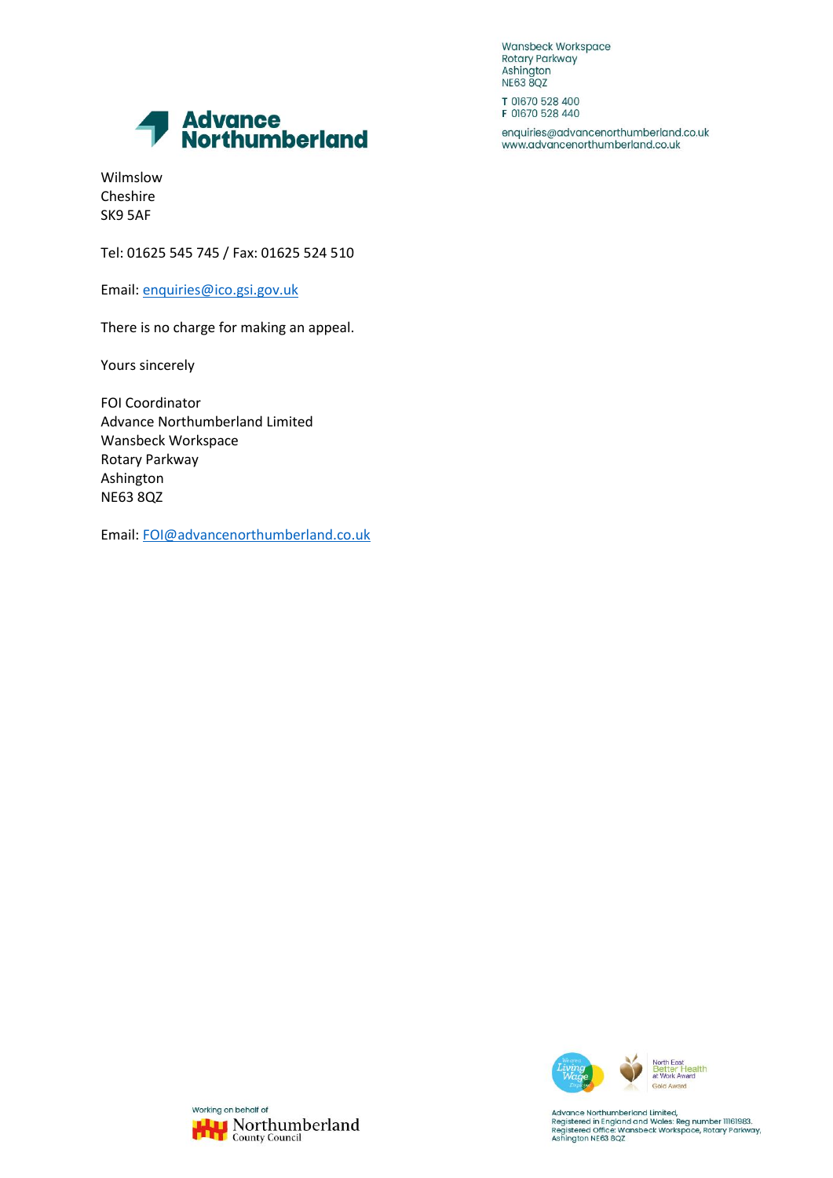Wansbeck Workspace
Rotary Parkway
Ashington
NE63 8QZ

T 01670 528 400
F 01670 528 440

enquiries@advancenorthumberland.co.uk
www.advancenorthumberland.co.uk

Wilmslow
Cheshire
SK9 5AF

Tel: 01625 545 745 / Fax: 01625 524 510

Email: enquiries@ico.gsi.gov.uk

There is no charge for making an appeal.

Yours sincerely

FOI Coordinator
Advance Northumberland Limited
Wansbeck Workspace
Rotary Parkway
Ashington
NE63 8QZ

Email: FOI@advancenorthumberland.co.uk

Working on behalf of Northumberland County Council

Advance Northumberland Limited,
Registered in England and Wales: Reg number 11161983.
Registered Office: Wansbeck Workspace, Rotary Parkway,
Ashington NE63 8QZ